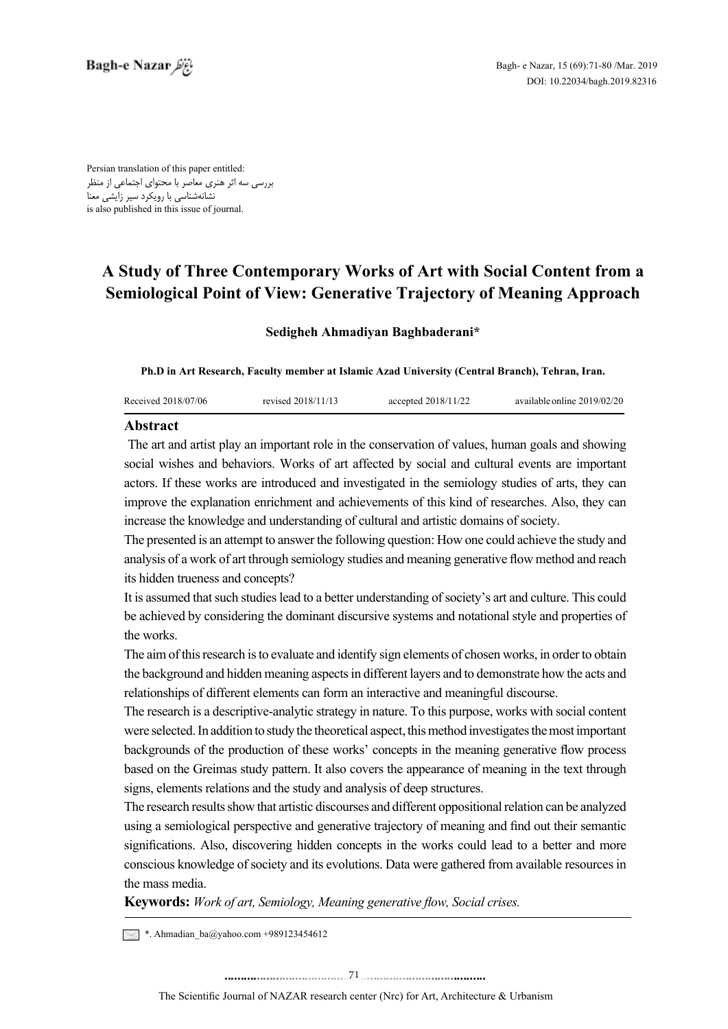Persian translation of this paper entitled:
بررسی سه اثر هنری معاصر با محتوای اجتماعی از منظر
نشانه‌شناسی با رویکرد سیر زایشی معنا
is also published in this issue of journal.

# A Study of Three Contemporary Works of Art with Social Content from a Semiological Point of View: Generative Trajectory of Meaning Approach

**Sedigheh Ahmadiyan Baghbaderani***

**Ph.D in Art Research, Faculty member at Islamic Azad University (Central Branch), Tehran, Iran.**

Received 2018/07/06 revised 2018/11/13 accepted 2018/11/22 available online 2019/02/20

## Abstract

The art and artist play an important role in the conservation of values, human goals and showing social wishes and behaviors. Works of art affected by social and cultural events are important actors. If these works are introduced and investigated in the semiology studies of arts, they can improve the explanation enrichment and achievements of this kind of researches. Also, they can increase the knowledge and understanding of cultural and artistic domains of society.

The presented is an attempt to answer the following question: How one could achieve the study and analysis of a work of art through semiology studies and meaning generative flow method and reach its hidden trueness and concepts?

It is assumed that such studies lead to a better understanding of society's art and culture. This could be achieved by considering the dominant discursive systems and notational style and properties of the works.

The aim of this research is to evaluate and identify sign elements of chosen works, in order to obtain the background and hidden meaning aspects in different layers and to demonstrate how the acts and relationships of different elements can form an interactive and meaningful discourse.

The research is a descriptive-analytic strategy in nature. To this purpose, works with social content were selected. In addition to study the theoretical aspect, this method investigates the most important backgrounds of the production of these works' concepts in the meaning generative flow process based on the Greimas study pattern. It also covers the appearance of meaning in the text through signs, elements relations and the study and analysis of deep structures.

The research results show that artistic discourses and different oppositional relation can be analyzed using a semiological perspective and generative trajectory of meaning and find out their semantic significations. Also, discovering hidden concepts in the works could lead to a better and more conscious knowledge of society and its evolutions. Data were gathered from available resources in the mass media.

**Keywords:** *Work of art, Semiology, Meaning generative flow, Social crises.*

*. Ahmadian_ba@yahoo.com +989123454612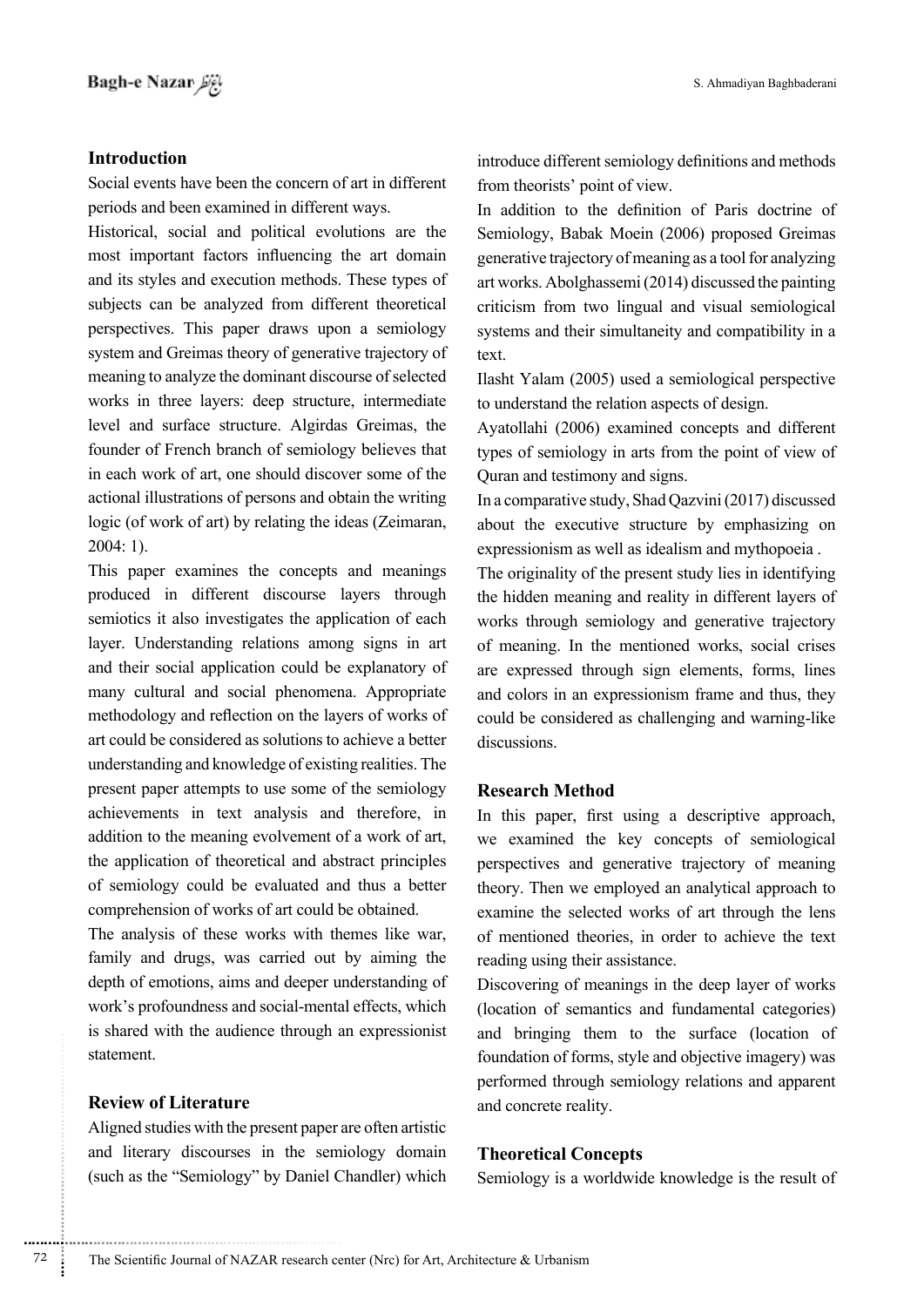## Introduction

Social events have been the concern of art in different periods and been examined in different ways.

Historical, social and political evolutions are the most important factors influencing the art domain and its styles and execution methods. These types of subjects can be analyzed from different theoretical perspectives. This paper draws upon a semiology system and Greimas theory of generative trajectory of meaning to analyze the dominant discourse of selected works in three layers: deep structure, intermediate level and surface structure. Algirdas Greimas, the founder of French branch of semiology believes that in each work of art, one should discover some of the actional illustrations of persons and obtain the writing logic (of work of art) by relating the ideas (Zeimaran, 2004: 1).

This paper examines the concepts and meanings produced in different discourse layers through semiotics it also investigates the application of each layer. Understanding relations among signs in art and their social application could be explanatory of many cultural and social phenomena. Appropriate methodology and reflection on the layers of works of art could be considered as solutions to achieve a better understanding and knowledge of existing realities. The present paper attempts to use some of the semiology achievements in text analysis and therefore, in addition to the meaning evolvement of a work of art, the application of theoretical and abstract principles of semiology could be evaluated and thus a better comprehension of works of art could be obtained.

The analysis of these works with themes like war, family and drugs, was carried out by aiming the depth of emotions, aims and deeper understanding of work's profoundness and social-mental effects, which is shared with the audience through an expressionist statement.

## Review of Literature

Aligned studies with the present paper are often artistic and literary discourses in the semiology domain (such as the "Semiology" by Daniel Chandler) which introduce different semiology definitions and methods from theorists' point of view.

In addition to the definition of Paris doctrine of Semiology, Babak Moein (2006) proposed Greimas generative trajectory of meaning as a tool for analyzing art works. Abolghassemi (2014) discussed the painting criticism from two lingual and visual semiological systems and their simultaneity and compatibility in a text.

Ilasht Yalam (2005) used a semiological perspective to understand the relation aspects of design.

Ayatollahi (2006) examined concepts and different types of semiology in arts from the point of view of Quran and testimony and signs.

In a comparative study, Shad Qazvini (2017) discussed about the executive structure by emphasizing on expressionism as well as idealism and mythopoeia .

The originality of the present study lies in identifying the hidden meaning and reality in different layers of works through semiology and generative trajectory of meaning. In the mentioned works, social crises are expressed through sign elements, forms, lines and colors in an expressionism frame and thus, they could be considered as challenging and warning-like discussions.

## Research Method

In this paper, first using a descriptive approach, we examined the key concepts of semiological perspectives and generative trajectory of meaning theory. Then we employed an analytical approach to examine the selected works of art through the lens of mentioned theories, in order to achieve the text reading using their assistance.

Discovering of meanings in the deep layer of works (location of semantics and fundamental categories) and bringing them to the surface (location of foundation of forms, style and objective imagery) was performed through semiology relations and apparent and concrete reality.

## Theoretical Concepts

Semiology is a worldwide knowledge is the result of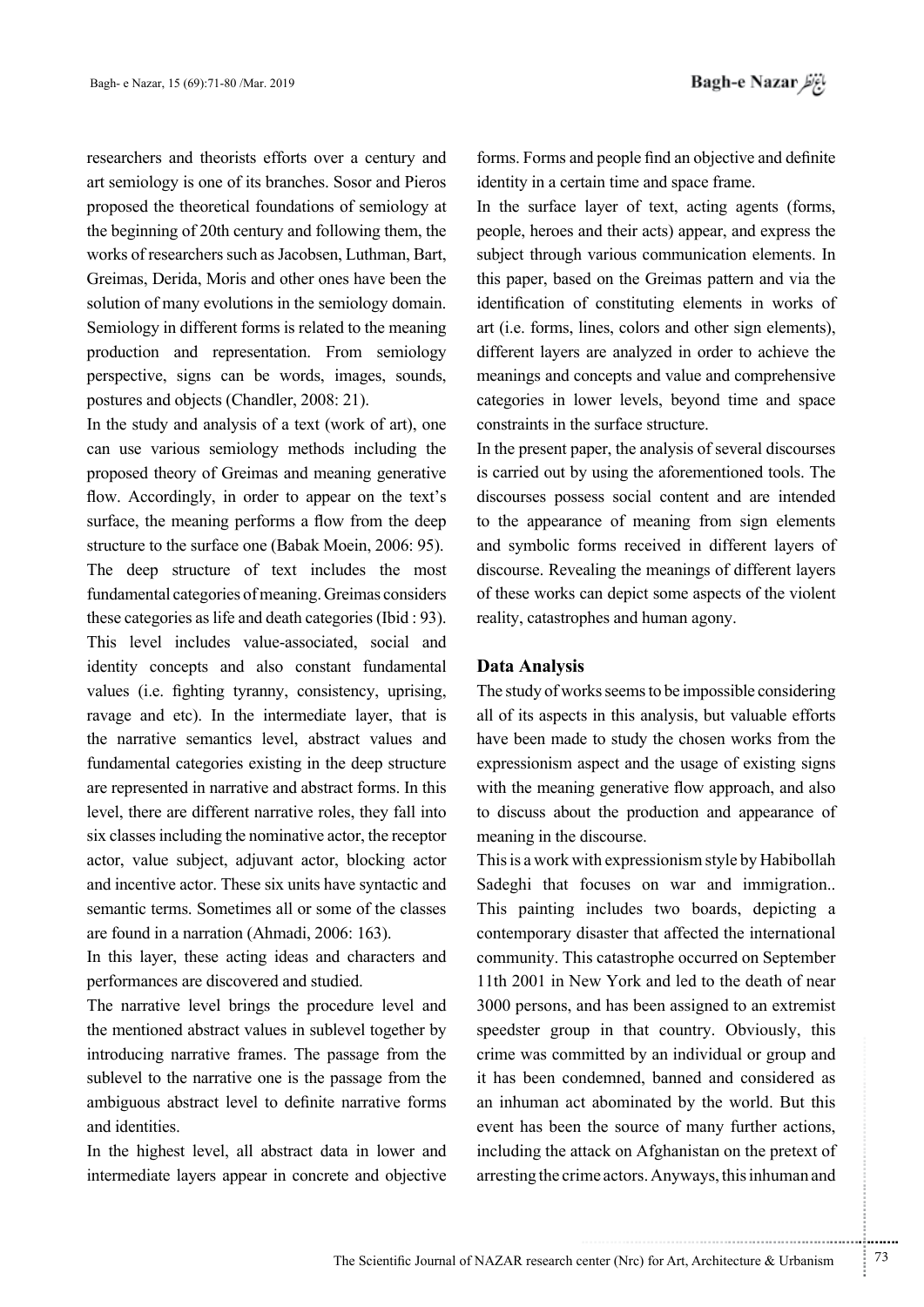researchers and theorists efforts over a century and art semiology is one of its branches. Sosor and Pieros proposed the theoretical foundations of semiology at the beginning of 20th century and following them, the works of researchers such as Jacobsen, Luthman, Bart, Greimas, Derida, Moris and other ones have been the solution of many evolutions in the semiology domain. Semiology in different forms is related to the meaning production and representation. From semiology perspective, signs can be words, images, sounds, postures and objects (Chandler, 2008: 21).

In the study and analysis of a text (work of art), one can use various semiology methods including the proposed theory of Greimas and meaning generative flow. Accordingly, in order to appear on the text's surface, the meaning performs a flow from the deep structure to the surface one (Babak Moein, 2006: 95).

The deep structure of text includes the most fundamental categories of meaning. Greimas considers these categories as life and death categories (Ibid : 93). This level includes value-associated, social and identity concepts and also constant fundamental values (i.e. fighting tyranny, consistency, uprising, ravage and etc). In the intermediate layer, that is the narrative semantics level, abstract values and fundamental categories existing in the deep structure are represented in narrative and abstract forms. In this level, there are different narrative roles, they fall into six classes including the nominative actor, the receptor actor, value subject, adjuvant actor, blocking actor and incentive actor. These six units have syntactic and semantic terms. Sometimes all or some of the classes are found in a narration (Ahmadi, 2006: 163).

In this layer, these acting ideas and characters and performances are discovered and studied.

The narrative level brings the procedure level and the mentioned abstract values in sublevel together by introducing narrative frames. The passage from the sublevel to the narrative one is the passage from the ambiguous abstract level to definite narrative forms and identities.

In the highest level, all abstract data in lower and intermediate layers appear in concrete and objective forms. Forms and people find an objective and definite identity in a certain time and space frame.

In the surface layer of text, acting agents (forms, people, heroes and their acts) appear, and express the subject through various communication elements. In this paper, based on the Greimas pattern and via the identification of constituting elements in works of art (i.e. forms, lines, colors and other sign elements), different layers are analyzed in order to achieve the meanings and concepts and value and comprehensive categories in lower levels, beyond time and space constraints in the surface structure.

In the present paper, the analysis of several discourses is carried out by using the aforementioned tools. The discourses possess social content and are intended to the appearance of meaning from sign elements and symbolic forms received in different layers of discourse. Revealing the meanings of different layers of these works can depict some aspects of the violent reality, catastrophes and human agony.

## Data Analysis

The study of works seems to be impossible considering all of its aspects in this analysis, but valuable efforts have been made to study the chosen works from the expressionism aspect and the usage of existing signs with the meaning generative flow approach, and also to discuss about the production and appearance of meaning in the discourse.

This is a work with expressionism style by Habibollah Sadeghi that focuses on war and immigration.. This painting includes two boards, depicting a contemporary disaster that affected the international community. This catastrophe occurred on September 11th 2001 in New York and led to the death of near 3000 persons, and has been assigned to an extremist speedster group in that country. Obviously, this crime was committed by an individual or group and it has been condemned, banned and considered as an inhuman act abominated by the world. But this event has been the source of many further actions, including the attack on Afghanistan on the pretext of arresting the crime actors. Anyways, this inhuman and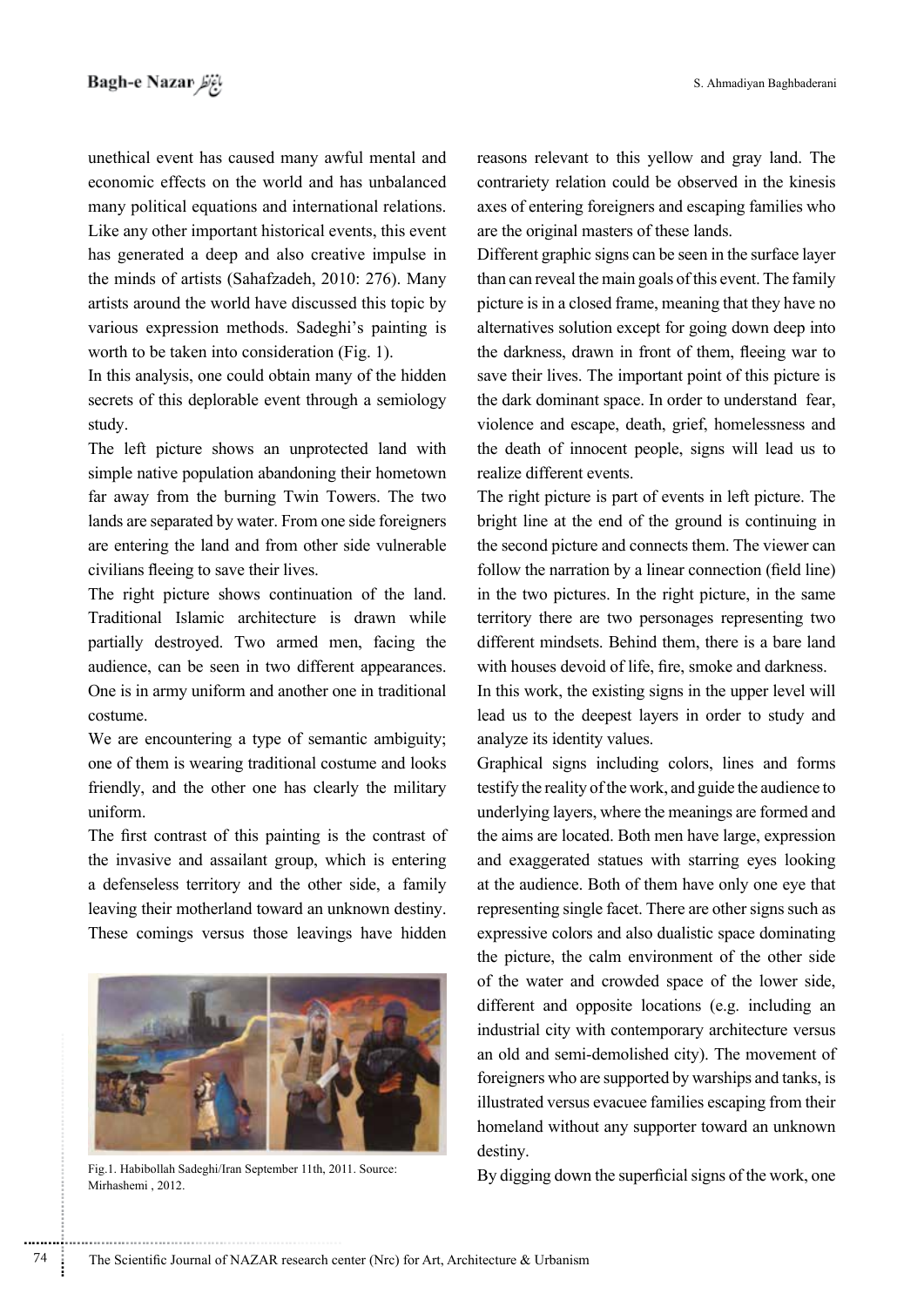unethical event has caused many awful mental and economic effects on the world and has unbalanced many political equations and international relations. Like any other important historical events, this event has generated a deep and also creative impulse in the minds of artists (Sahafzadeh, 2010: 276). Many artists around the world have discussed this topic by various expression methods. Sadeghi's painting is worth to be taken into consideration (Fig. 1).

In this analysis, one could obtain many of the hidden secrets of this deplorable event through a semiology study.

The left picture shows an unprotected land with simple native population abandoning their hometown far away from the burning Twin Towers. The two lands are separated by water. From one side foreigners are entering the land and from other side vulnerable civilians fleeing to save their lives.

The right picture shows continuation of the land. Traditional Islamic architecture is drawn while partially destroyed. Two armed men, facing the audience, can be seen in two different appearances. One is in army uniform and another one in traditional costume.

We are encountering a type of semantic ambiguity; one of them is wearing traditional costume and looks friendly, and the other one has clearly the military uniform.

The first contrast of this painting is the contrast of the invasive and assailant group, which is entering a defenseless territory and the other side, a family leaving their motherland toward an unknown destiny. These comings versus those leavings have hidden

Fig.1. Habibollah Sadeghi/Iran September 11th, 2011. Source: Mirhashemi , 2012.

reasons relevant to this yellow and gray land. The contrariety relation could be observed in the kinesis axes of entering foreigners and escaping families who are the original masters of these lands.

Different graphic signs can be seen in the surface layer than can reveal the main goals of this event. The family picture is in a closed frame, meaning that they have no alternatives solution except for going down deep into the darkness, drawn in front of them, fleeing war to save their lives. The important point of this picture is the dark dominant space. In order to understand fear, violence and escape, death, grief, homelessness and the death of innocent people, signs will lead us to realize different events.

The right picture is part of events in left picture. The bright line at the end of the ground is continuing in the second picture and connects them. The viewer can follow the narration by a linear connection (field line) in the two pictures. In the right picture, in the same territory there are two personages representing two different mindsets. Behind them, there is a bare land with houses devoid of life, fire, smoke and darkness.

In this work, the existing signs in the upper level will lead us to the deepest layers in order to study and analyze its identity values.

Graphical signs including colors, lines and forms testify the reality of the work, and guide the audience to underlying layers, where the meanings are formed and the aims are located. Both men have large, expression and exaggerated statues with starring eyes looking at the audience. Both of them have only one eye that representing single facet. There are other signs such as expressive colors and also dualistic space dominating the picture, the calm environment of the other side of the water and crowded space of the lower side, different and opposite locations (e.g. including an industrial city with contemporary architecture versus an old and semi-demolished city). The movement of foreigners who are supported by warships and tanks, is illustrated versus evacuee families escaping from their homeland without any supporter toward an unknown destiny.

By digging down the superficial signs of the work, one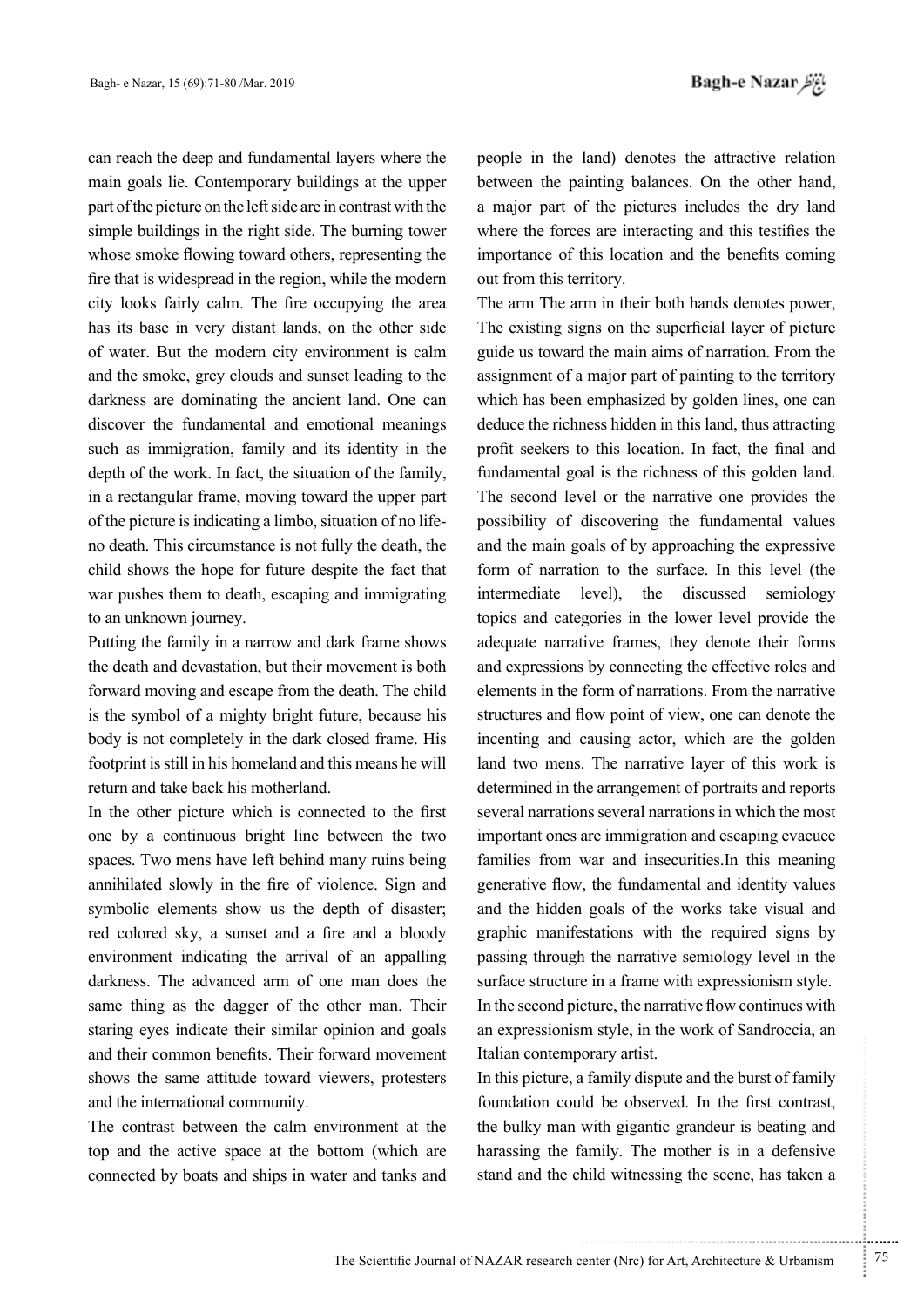can reach the deep and fundamental layers where the main goals lie. Contemporary buildings at the upper part of the picture on the left side are in contrast with the simple buildings in the right side. The burning tower whose smoke flowing toward others, representing the fire that is widespread in the region, while the modern city looks fairly calm. The fire occupying the area has its base in very distant lands, on the other side of water. But the modern city environment is calm and the smoke, grey clouds and sunset leading to the darkness are dominating the ancient land. One can discover the fundamental and emotional meanings such as immigration, family and its identity in the depth of the work. In fact, the situation of the family, in a rectangular frame, moving toward the upper part of the picture is indicating a limbo, situation of no life-no death. This circumstance is not fully the death, the child shows the hope for future despite the fact that war pushes them to death, escaping and immigrating to an unknown journey.

Putting the family in a narrow and dark frame shows the death and devastation, but their movement is both forward moving and escape from the death. The child is the symbol of a mighty bright future, because his body is not completely in the dark closed frame. His footprint is still in his homeland and this means he will return and take back his motherland.

In the other picture which is connected to the first one by a continuous bright line between the two spaces. Two mens have left behind many ruins being annihilated slowly in the fire of violence. Sign and symbolic elements show us the depth of disaster; red colored sky, a sunset and a fire and a bloody environment indicating the arrival of an appalling darkness. The advanced arm of one man does the same thing as the dagger of the other man. Their staring eyes indicate their similar opinion and goals and their common benefits. Their forward movement shows the same attitude toward viewers, protesters and the international community.

The contrast between the calm environment at the top and the active space at the bottom (which are connected by boats and ships in water and tanks and people in the land) denotes the attractive relation between the painting balances. On the other hand, a major part of the pictures includes the dry land where the forces are interacting and this testifies the importance of this location and the benefits coming out from this territory.

The arm The arm in their both hands denotes power, The existing signs on the superficial layer of picture guide us toward the main aims of narration. From the assignment of a major part of painting to the territory which has been emphasized by golden lines, one can deduce the richness hidden in this land, thus attracting profit seekers to this location. In fact, the final and fundamental goal is the richness of this golden land. The second level or the narrative one provides the possibility of discovering the fundamental values and the main goals of by approaching the expressive form of narration to the surface. In this level (the intermediate level), the discussed semiology topics and categories in the lower level provide the adequate narrative frames, they denote their forms and expressions by connecting the effective roles and elements in the form of narrations. From the narrative structures and flow point of view, one can denote the incenting and causing actor, which are the golden land two mens. The narrative layer of this work is determined in the arrangement of portraits and reports several narrations several narrations in which the most important ones are immigration and escaping evacuee families from war and insecurities.In this meaning generative flow, the fundamental and identity values and the hidden goals of the works take visual and graphic manifestations with the required signs by passing through the narrative semiology level in the surface structure in a frame with expressionism style.

In the second picture, the narrative flow continues with an expressionism style, in the work of Sandroccia, an Italian contemporary artist.

In this picture, a family dispute and the burst of family foundation could be observed. In the first contrast, the bulky man with gigantic grandeur is beating and harassing the family. The mother is in a defensive stand and the child witnessing the scene, has taken a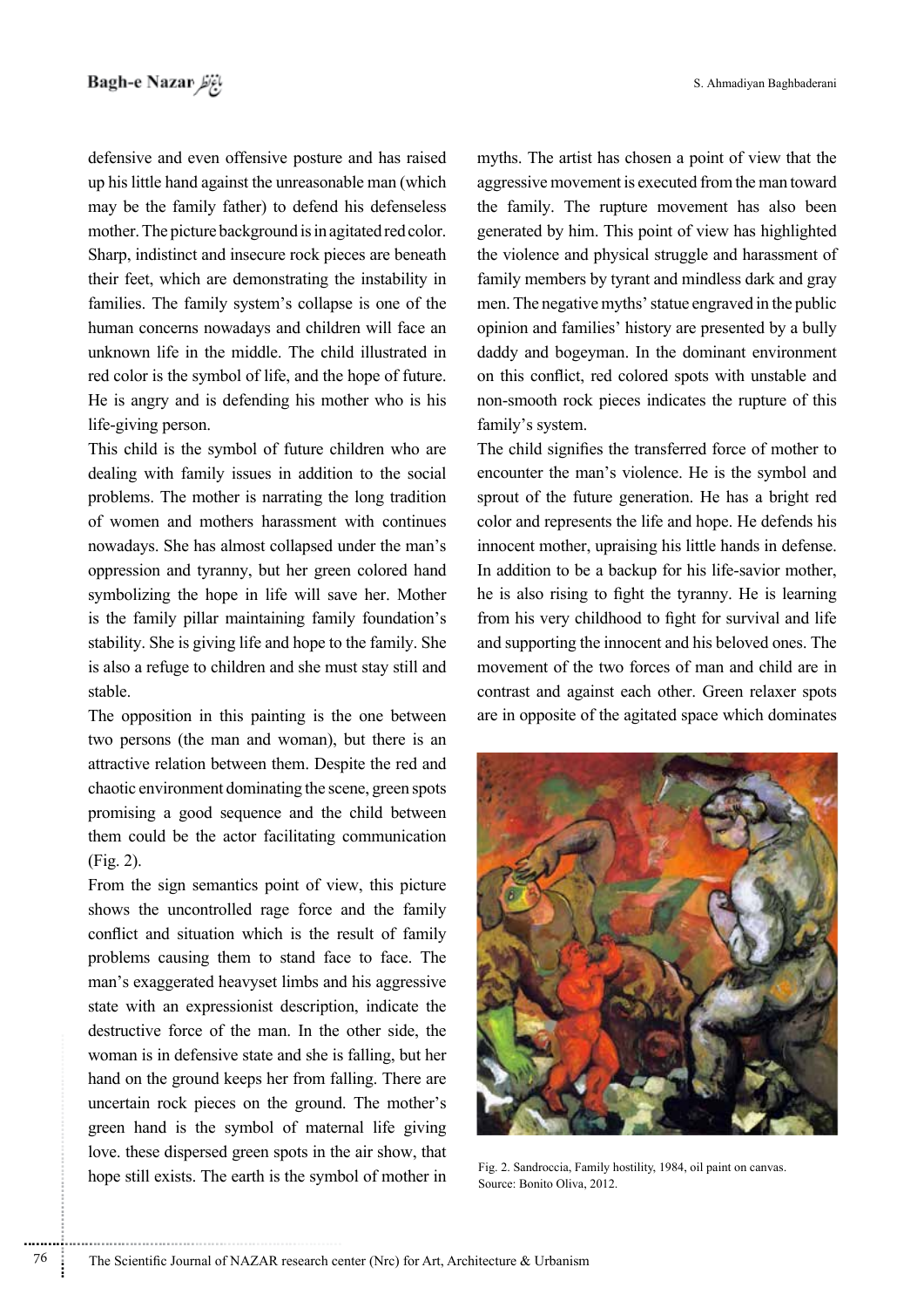defensive and even offensive posture and has raised up his little hand against the unreasonable man (which may be the family father) to defend his defenseless mother. The picture background is in agitated red color. Sharp, indistinct and insecure rock pieces are beneath their feet, which are demonstrating the instability in families. The family system's collapse is one of the human concerns nowadays and children will face an unknown life in the middle. The child illustrated in red color is the symbol of life, and the hope of future. He is angry and is defending his mother who is his life-giving person.

This child is the symbol of future children who are dealing with family issues in addition to the social problems. The mother is narrating the long tradition of women and mothers harassment with continues nowadays. She has almost collapsed under the man's oppression and tyranny, but her green colored hand symbolizing the hope in life will save her. Mother is the family pillar maintaining family foundation's stability. She is giving life and hope to the family. She is also a refuge to children and she must stay still and stable.

The opposition in this painting is the one between two persons (the man and woman), but there is an attractive relation between them. Despite the red and chaotic environment dominating the scene, green spots promising a good sequence and the child between them could be the actor facilitating communication (Fig. 2).

From the sign semantics point of view, this picture shows the uncontrolled rage force and the family conflict and situation which is the result of family problems causing them to stand face to face. The man's exaggerated heavyset limbs and his aggressive state with an expressionist description, indicate the destructive force of the man. In the other side, the woman is in defensive state and she is falling, but her hand on the ground keeps her from falling. There are uncertain rock pieces on the ground. The mother's green hand is the symbol of maternal life giving love. these dispersed green spots in the air show, that hope still exists. The earth is the symbol of mother in myths. The artist has chosen a point of view that the aggressive movement is executed from the man toward the family. The rupture movement has also been generated by him. This point of view has highlighted the violence and physical struggle and harassment of family members by tyrant and mindless dark and gray men. The negative myths' statue engraved in the public opinion and families' history are presented by a bully daddy and bogeyman. In the dominant environment on this conflict, red colored spots with unstable and non-smooth rock pieces indicates the rupture of this family's system.

The child signifies the transferred force of mother to encounter the man's violence. He is the symbol and sprout of the future generation. He has a bright red color and represents the life and hope. He defends his innocent mother, upraising his little hands in defense. In addition to be a backup for his life-savior mother, he is also rising to fight the tyranny. He is learning from his very childhood to fight for survival and life and supporting the innocent and his beloved ones. The movement of the two forces of man and child are in contrast and against each other. Green relaxer spots are in opposite of the agitated space which dominates

Fig. 2. Sandroccia, Family hostility, 1984, oil paint on canvas. Source: Bonito Oliva, 2012.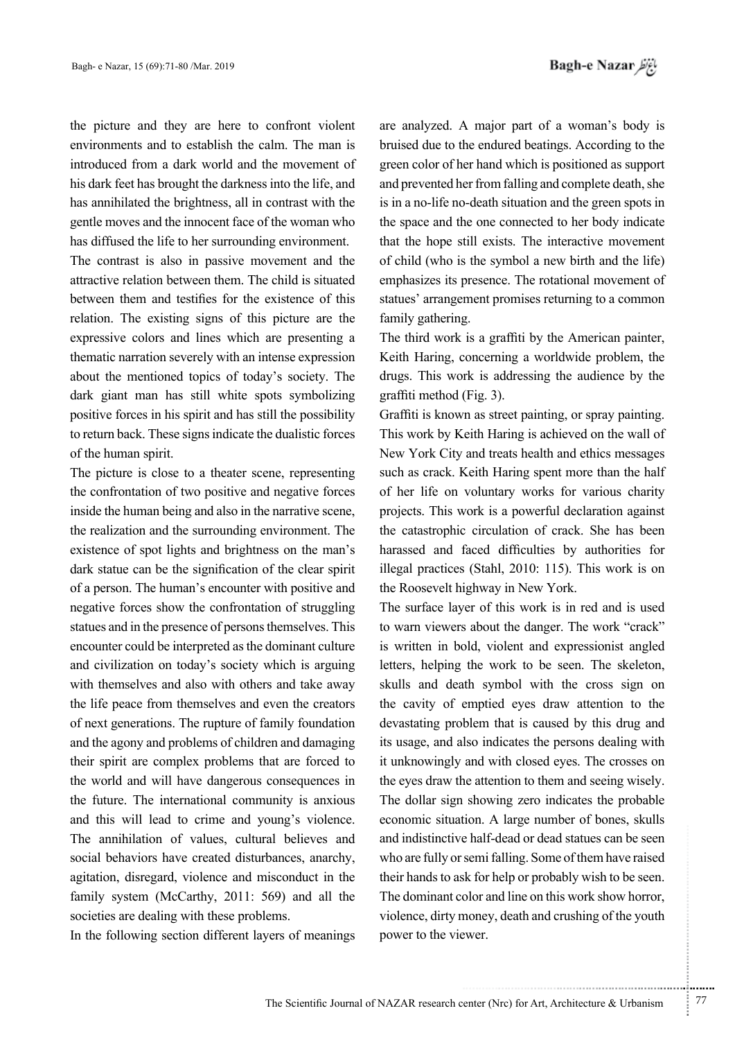the picture and they are here to confront violent environments and to establish the calm. The man is introduced from a dark world and the movement of his dark feet has brought the darkness into the life, and has annihilated the brightness, all in contrast with the gentle moves and the innocent face of the woman who has diffused the life to her surrounding environment.

The contrast is also in passive movement and the attractive relation between them. The child is situated between them and testifies for the existence of this relation. The existing signs of this picture are the expressive colors and lines which are presenting a thematic narration severely with an intense expression about the mentioned topics of today's society. The dark giant man has still white spots symbolizing positive forces in his spirit and has still the possibility to return back. These signs indicate the dualistic forces of the human spirit.

The picture is close to a theater scene, representing the confrontation of two positive and negative forces inside the human being and also in the narrative scene, the realization and the surrounding environment. The existence of spot lights and brightness on the man's dark statue can be the signification of the clear spirit of a person. The human's encounter with positive and negative forces show the confrontation of struggling statues and in the presence of persons themselves. This encounter could be interpreted as the dominant culture and civilization on today's society which is arguing with themselves and also with others and take away the life peace from themselves and even the creators of next generations. The rupture of family foundation and the agony and problems of children and damaging their spirit are complex problems that are forced to the world and will have dangerous consequences in the future. The international community is anxious and this will lead to crime and young's violence. The annihilation of values, cultural believes and social behaviors have created disturbances, anarchy, agitation, disregard, violence and misconduct in the family system (McCarthy, 2011: 569) and all the societies are dealing with these problems.

In the following section different layers of meanings are analyzed. A major part of a woman's body is bruised due to the endured beatings. According to the green color of her hand which is positioned as support and prevented her from falling and complete death, she is in a no-life no-death situation and the green spots in the space and the one connected to her body indicate that the hope still exists. The interactive movement of child (who is the symbol a new birth and the life) emphasizes its presence. The rotational movement of statues' arrangement promises returning to a common family gathering.

The third work is a graffiti by the American painter, Keith Haring, concerning a worldwide problem, the drugs. This work is addressing the audience by the graffiti method (Fig. 3).

Graffiti is known as street painting, or spray painting. This work by Keith Haring is achieved on the wall of New York City and treats health and ethics messages such as crack. Keith Haring spent more than the half of her life on voluntary works for various charity projects. This work is a powerful declaration against the catastrophic circulation of crack. She has been harassed and faced difficulties by authorities for illegal practices (Stahl, 2010: 115). This work is on the Roosevelt highway in New York.

The surface layer of this work is in red and is used to warn viewers about the danger. The work "crack" is written in bold, violent and expressionist angled letters, helping the work to be seen. The skeleton, skulls and death symbol with the cross sign on the cavity of emptied eyes draw attention to the devastating problem that is caused by this drug and its usage, and also indicates the persons dealing with it unknowingly and with closed eyes. The crosses on the eyes draw the attention to them and seeing wisely. The dollar sign showing zero indicates the probable economic situation. A large number of bones, skulls and indistinctive half-dead or dead statues can be seen who are fully or semi falling. Some of them have raised their hands to ask for help or probably wish to be seen. The dominant color and line on this work show horror, violence, dirty money, death and crushing of the youth power to the viewer.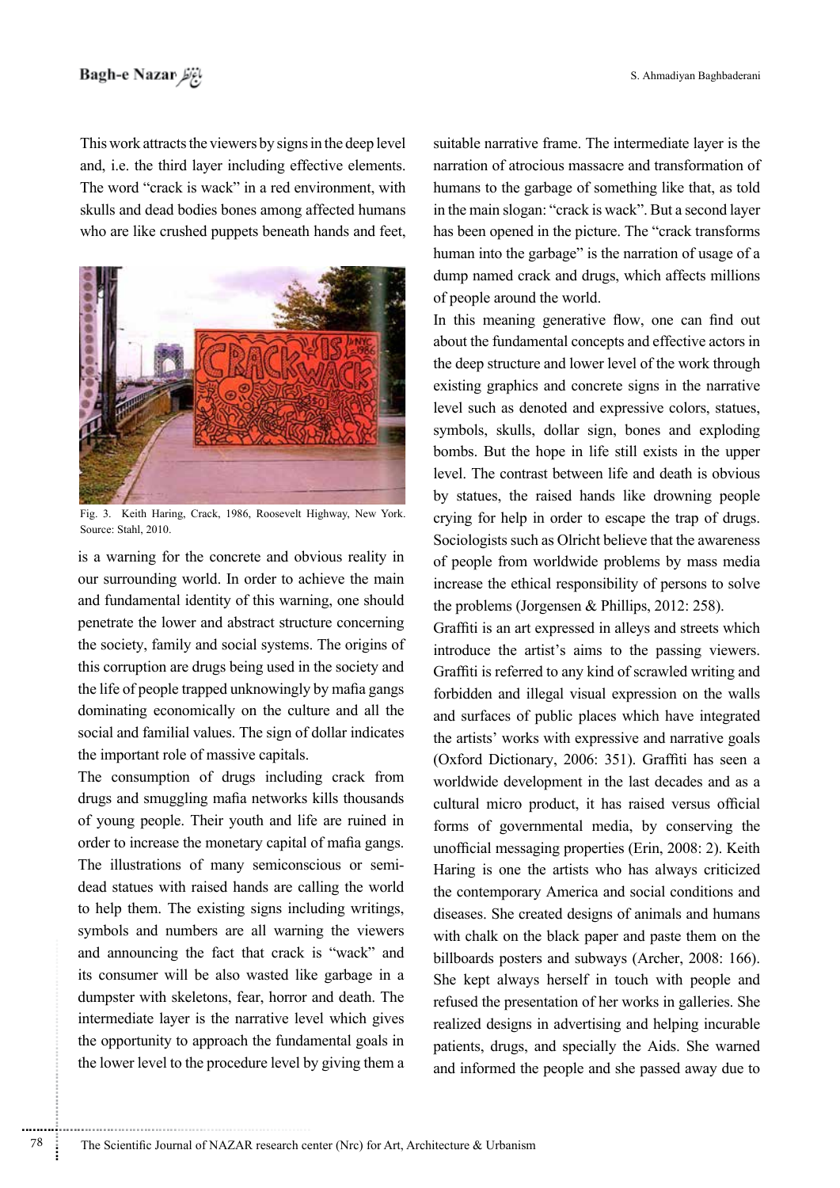This work attracts the viewers by signs in the deep level and, i.e. the third layer including effective elements. The word "crack is wack" in a red environment, with skulls and dead bodies bones among affected humans who are like crushed puppets beneath hands and feet, is a warning for the concrete and obvious reality in our surrounding world. In order to achieve the main and fundamental identity of this warning, one should penetrate the lower and abstract structure concerning the society, family and social systems. The origins of this corruption are drugs being used in the society and the life of people trapped unknowingly by mafia gangs dominating economically on the culture and all the social and familial values. The sign of dollar indicates the important role of massive capitals.

Fig. 3. Keith Haring, Crack, 1986, Roosevelt Highway, New York. Source: Stahl, 2010.

The consumption of drugs including crack from drugs and smuggling mafia networks kills thousands of young people. Their youth and life are ruined in order to increase the monetary capital of mafia gangs. The illustrations of many semiconscious or semi-dead statues with raised hands are calling the world to help them. The existing signs including writings, symbols and numbers are all warning the viewers and announcing the fact that crack is "wack" and its consumer will be also wasted like garbage in a dumpster with skeletons, fear, horror and death. The intermediate layer is the narrative level which gives the opportunity to approach the fundamental goals in the lower level to the procedure level by giving them a suitable narrative frame. The intermediate layer is the narration of atrocious massacre and transformation of humans to the garbage of something like that, as told in the main slogan: "crack is wack". But a second layer has been opened in the picture. The "crack transforms human into the garbage" is the narration of usage of a dump named crack and drugs, which affects millions of people around the world.

In this meaning generative flow, one can find out about the fundamental concepts and effective actors in the deep structure and lower level of the work through existing graphics and concrete signs in the narrative level such as denoted and expressive colors, statues, symbols, skulls, dollar sign, bones and exploding bombs. But the hope in life still exists in the upper level. The contrast between life and death is obvious by statues, the raised hands like drowning people crying for help in order to escape the trap of drugs. Sociologists such as Olricht believe that the awareness of people from worldwide problems by mass media increase the ethical responsibility of persons to solve the problems (Jorgensen & Phillips, 2012: 258).

Graffiti is an art expressed in alleys and streets which introduce the artist's aims to the passing viewers. Graffiti is referred to any kind of scrawled writing and forbidden and illegal visual expression on the walls and surfaces of public places which have integrated the artists' works with expressive and narrative goals (Oxford Dictionary, 2006: 351). Graffiti has seen a worldwide development in the last decades and as a cultural micro product, it has raised versus official forms of governmental media, by conserving the unofficial messaging properties (Erin, 2008: 2). Keith Haring is one the artists who has always criticized the contemporary America and social conditions and diseases. She created designs of animals and humans with chalk on the black paper and paste them on the billboards posters and subways (Archer, 2008: 166). She kept always herself in touch with people and refused the presentation of her works in galleries. She realized designs in advertising and helping incurable patients, drugs, and specially the Aids. She warned and informed the people and she passed away due to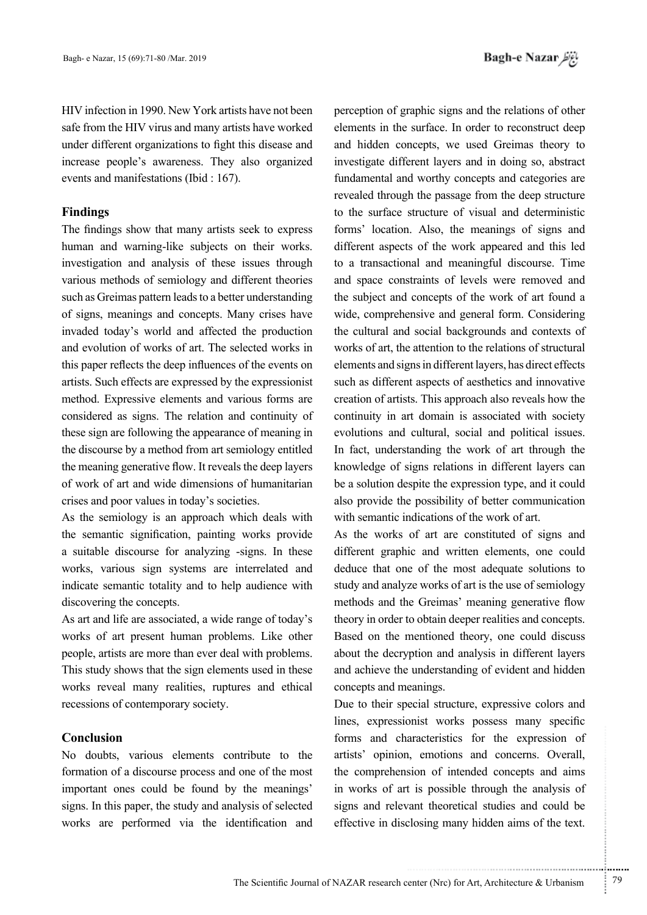HIV infection in 1990. New York artists have not been safe from the HIV virus and many artists have worked under different organizations to fight this disease and increase people's awareness. They also organized events and manifestations (Ibid : 167).

## Findings

The findings show that many artists seek to express human and warning-like subjects on their works. investigation and analysis of these issues through various methods of semiology and different theories such as Greimas pattern leads to a better understanding of signs, meanings and concepts. Many crises have invaded today's world and affected the production and evolution of works of art. The selected works in this paper reflects the deep influences of the events on artists. Such effects are expressed by the expressionist method. Expressive elements and various forms are considered as signs. The relation and continuity of these sign are following the appearance of meaning in the discourse by a method from art semiology entitled the meaning generative flow. It reveals the deep layers of work of art and wide dimensions of humanitarian crises and poor values in today's societies.

As the semiology is an approach which deals with the semantic signification, painting works provide a suitable discourse for analyzing -signs. In these works, various sign systems are interrelated and indicate semantic totality and to help audience with discovering the concepts.

As art and life are associated, a wide range of today's works of art present human problems. Like other people, artists are more than ever deal with problems. This study shows that the sign elements used in these works reveal many realities, ruptures and ethical recessions of contemporary society.

## Conclusion

No doubts, various elements contribute to the formation of a discourse process and one of the most important ones could be found by the meanings' signs. In this paper, the study and analysis of selected works are performed via the identification and perception of graphic signs and the relations of other elements in the surface. In order to reconstruct deep and hidden concepts, we used Greimas theory to investigate different layers and in doing so, abstract fundamental and worthy concepts and categories are revealed through the passage from the deep structure to the surface structure of visual and deterministic forms' location. Also, the meanings of signs and different aspects of the work appeared and this led to a transactional and meaningful discourse. Time and space constraints of levels were removed and the subject and concepts of the work of art found a wide, comprehensive and general form. Considering the cultural and social backgrounds and contexts of works of art, the attention to the relations of structural elements and signs in different layers, has direct effects such as different aspects of aesthetics and innovative creation of artists. This approach also reveals how the continuity in art domain is associated with society evolutions and cultural, social and political issues. In fact, understanding the work of art through the knowledge of signs relations in different layers can be a solution despite the expression type, and it could also provide the possibility of better communication with semantic indications of the work of art.

As the works of art are constituted of signs and different graphic and written elements, one could deduce that one of the most adequate solutions to study and analyze works of art is the use of semiology methods and the Greimas' meaning generative flow theory in order to obtain deeper realities and concepts. Based on the mentioned theory, one could discuss about the decryption and analysis in different layers and achieve the understanding of evident and hidden concepts and meanings.

Due to their special structure, expressive colors and lines, expressionist works possess many specific forms and characteristics for the expression of artists' opinion, emotions and concerns. Overall, the comprehension of intended concepts and aims in works of art is possible through the analysis of signs and relevant theoretical studies and could be effective in disclosing many hidden aims of the text.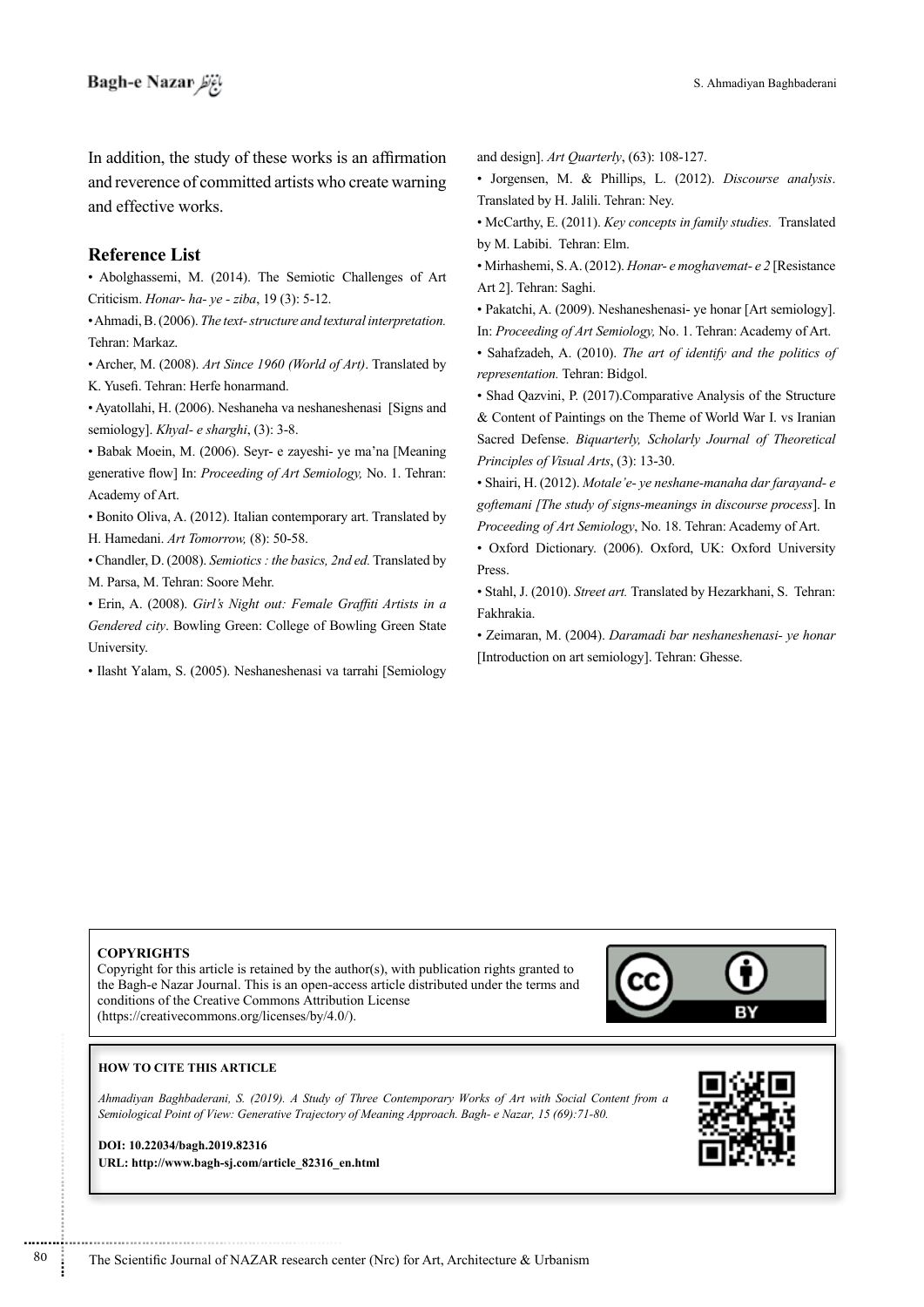In addition, the study of these works is an affirmation and reverence of committed artists who create warning and effective works.

## Reference List

- Abolghassemi, M. (2014). The Semiotic Challenges of Art Criticism. *Honar- ha- ye - ziba*, 19 (3): 5-12.
- Ahmadi, B. (2006). *The text- structure and textural interpretation.* Tehran: Markaz.
- Archer, M. (2008). *Art Since 1960 (World of Art)*. Translated by K. Yusefi. Tehran: Herfe honarmand.
- Ayatollahi, H. (2006). Neshaneha va neshaneshenasi [Signs and semiology]. *Khyal- e sharghi*, (3): 3-8.
- Babak Moein, M. (2006). Seyr- e zayeshi- ye ma'na [Meaning generative flow] In: *Proceeding of Art Semiology,* No. 1. Tehran: Academy of Art.
- Bonito Oliva, A. (2012). Italian contemporary art. Translated by H. Hamedani. *Art Tomorrow,* (8): 50-58.
- Chandler, D. (2008). *Semiotics : the basics, 2nd ed.* Translated by M. Parsa, M. Tehran: Soore Mehr.
- Erin, A. (2008). *Girl's Night out: Female Graffiti Artists in a Gendered city*. Bowling Green: College of Bowling Green State University.
- Ilasht Yalam, S. (2005). Neshaneshenasi va tarrahi [Semiology and design]. *Art Quarterly*, (63): 108-127.
- Jorgensen, M. & Phillips, L. (2012). *Discourse analysis*. Translated by H. Jalili. Tehran: Ney.
- McCarthy, E. (2011). *Key concepts in family studies.* Translated by M. Labibi. Tehran: Elm.
- Mirhashemi, S. A. (2012). *Honar- e moghavemat- e 2* [Resistance Art 2]. Tehran: Saghi.
- Pakatchi, A. (2009). Neshaneshenasi- ye honar [Art semiology]. In: *Proceeding of Art Semiology,* No. 1. Tehran: Academy of Art.
- Sahafzadeh, A. (2010). *The art of identify and the politics of representation.* Tehran: Bidgol.
- Shad Qazvini, P. (2017).Comparative Analysis of the Structure & Content of Paintings on the Theme of World War I. vs Iranian Sacred Defense. *Biquarterly, Scholarly Journal of Theoretical Principles of Visual Arts*, (3): 13-30.
- Shairi, H. (2012). *Motale'e- ye neshane-manaha dar farayand- e goftemani [The study of signs-meanings in discourse process*]. In *Proceeding of Art Semiology*, No. 18. Tehran: Academy of Art.
- Oxford Dictionary. (2006). Oxford, UK: Oxford University Press.
- Stahl, J. (2010). *Street art.* Translated by Hezarkhani, S. Tehran: Fakhrakia.
- Zeimaran, M. (2004). *Daramadi bar neshaneshenasi- ye honar* [Introduction on art semiology]. Tehran: Ghesse.

**COPYRIGHTS**

Copyright for this article is retained by the author(s), with publication rights granted to the Bagh-e Nazar Journal. This is an open-access article distributed under the terms and conditions of the Creative Commons Attribution License (https://creativecommons.org/licenses/by/4.0/).

**HOW TO CITE THIS ARTICLE**

*Ahmadiyan Baghbaderani, S. (2019). A Study of Three Contemporary Works of Art with Social Content from a Semiological Point of View: Generative Trajectory of Meaning Approach. Bagh- e Nazar, 15 (69):71-80.*

**DOI: 10.22034/bagh.2019.82316**

**URL: http://www.bagh-sj.com/article_82316_en.html**